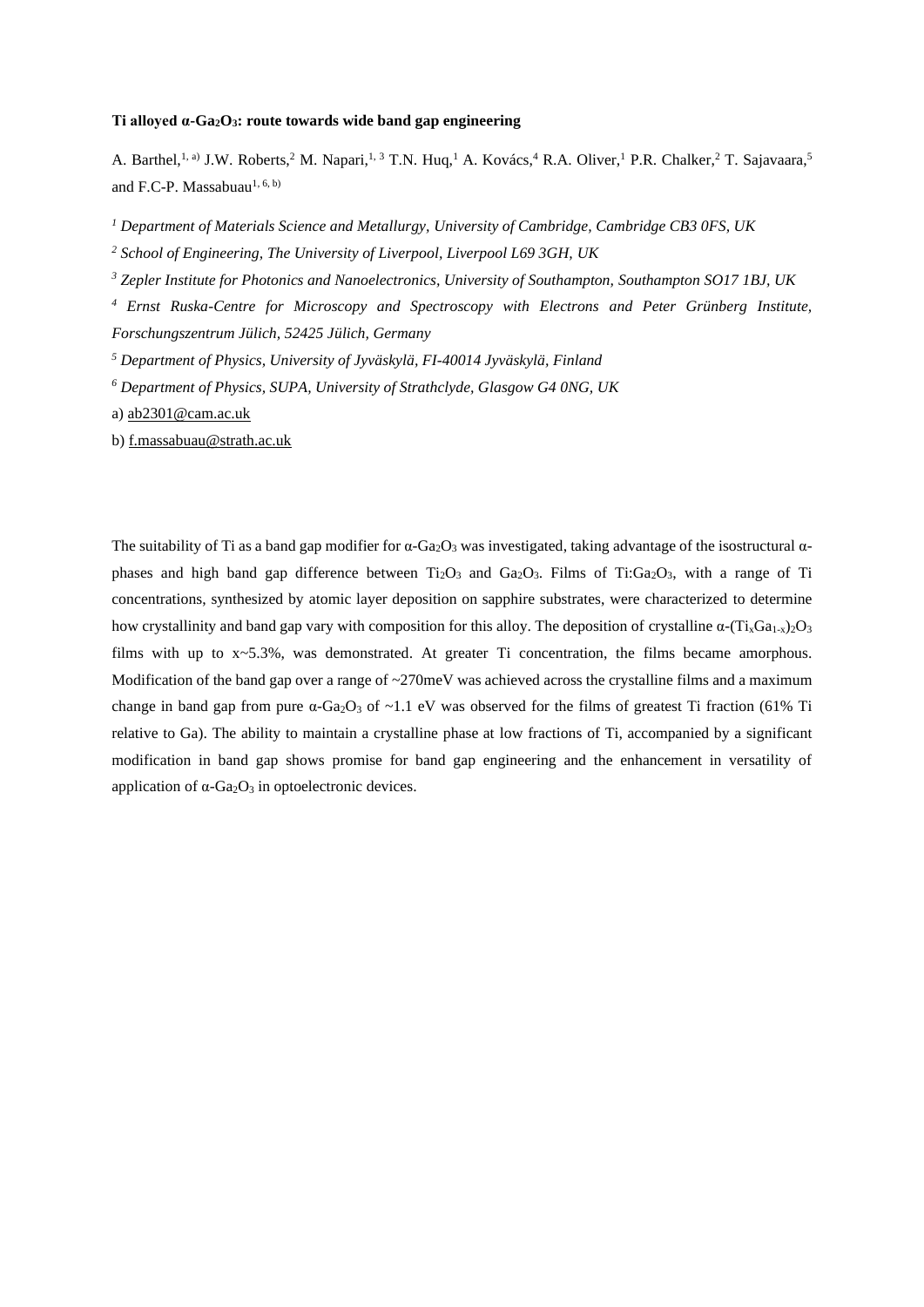**Ti alloyed α-$Ga_2O_3$: route towards wide band gap engineering**

A. Barthel,[1, a)] J.W. Roberts,[2] M. Napari,[1, 3] T.N. Huq,[1] A. Kovács,[4] R.A. Oliver,[1] P.R. Chalker,[2] T. Sajavaara,[5] and F.C-P. Massabuau[1, 6, b)]

[1] *Department of Materials Science and Metallurgy, University of Cambridge, Cambridge CB3 0FS, UK*

[2] *School of Engineering, The University of Liverpool, Liverpool L69 3GH, UK*

[3] *Zepler Institute for Photonics and Nanoelectronics, University of Southampton, Southampton SO17 1BJ, UK*

[4] *Ernst Ruska-Centre for Microscopy and Spectroscopy with Electrons and Peter Grünberg Institute, Forschungszentrum Jülich, 52425 Jülich, Germany*

[5] *Department of Physics, University of Jyväskylä, FI-40014 Jyväskylä, Finland*

[6] *Department of Physics, SUPA, University of Strathclyde, Glasgow G4 0NG, UK*

a) ab2301@cam.ac.uk

b) f.massabuau@strath.ac.uk

The suitability of Ti as a band gap modifier for α-$Ga_2O_3$ was investigated, taking advantage of the isostructural α-phases and high band gap difference between $Ti_2O_3$ and $Ga_2O_3$. Films of Ti:$Ga_2O_3$, with a range of Ti concentrations, synthesized by atomic layer deposition on sapphire substrates, were characterized to determine how crystallinity and band gap vary with composition for this alloy. The deposition of crystalline α-$(Ti_xGa_{1-x})_2O_3$ films with up to x~5.3%, was demonstrated. At greater Ti concentration, the films became amorphous. Modification of the band gap over a range of ~270meV was achieved across the crystalline films and a maximum change in band gap from pure α-$Ga_2O_3$ of ~1.1 eV was observed for the films of greatest Ti fraction (61% Ti relative to Ga). The ability to maintain a crystalline phase at low fractions of Ti, accompanied by a significant modification in band gap shows promise for band gap engineering and the enhancement in versatility of application of α-$Ga_2O_3$ in optoelectronic devices.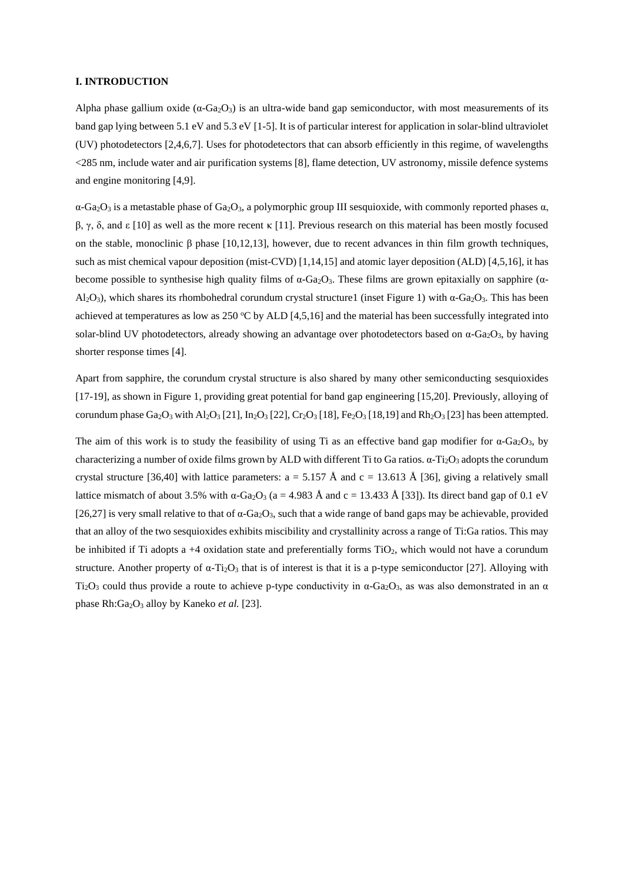## I. INTRODUCTION

Alpha phase gallium oxide ($\alpha$-$Ga_2O_3$) is an ultra-wide band gap semiconductor, with most measurements of its band gap lying between 5.1 eV and 5.3 eV [1-5]. It is of particular interest for application in solar-blind ultraviolet (UV) photodetectors [2,4,6,7]. Uses for photodetectors that can absorb efficiently in this regime, of wavelengths <285 nm, include water and air purification systems [8], flame detection, UV astronomy, missile defence systems and engine monitoring [4,9].

$\alpha$-$Ga_2O_3$ is a metastable phase of $Ga_2O_3$, a polymorphic group III sesquioxide, with commonly reported phases α, β, γ, δ, and ε [10] as well as the more recent κ [11]. Previous research on this material has been mostly focused on the stable, monoclinic β phase [10,12,13], however, due to recent advances in thin film growth techniques, such as mist chemical vapour deposition (mist-CVD) [1,14,15] and atomic layer deposition (ALD) [4,5,16], it has become possible to synthesise high quality films of $\alpha$-$Ga_2O_3$. These films are grown epitaxially on sapphire ($\alpha$-$Al_2O_3$), which shares its rhombohedral corundum crystal structure1 (inset Figure 1) with $\alpha$-$Ga_2O_3$. This has been achieved at temperatures as low as 250 $^{o}$C by ALD [4,5,16] and the material has been successfully integrated into solar-blind UV photodetectors, already showing an advantage over photodetectors based on $\alpha$-$Ga_2O_3$, by having shorter response times [4].

Apart from sapphire, the corundum crystal structure is also shared by many other semiconducting sesquioxides [17-19], as shown in Figure 1, providing great potential for band gap engineering [15,20]. Previously, alloying of corundum phase $Ga_2O_3$ with $Al_2O_3$ [21], $In_2O_3$ [22], $Cr_2O_3$ [18], $Fe_2O_3$ [18,19] and $Rh_2O_3$ [23] has been attempted.

The aim of this work is to study the feasibility of using Ti as an effective band gap modifier for $\alpha$-$Ga_2O_3$, by characterizing a number of oxide films grown by ALD with different Ti to Ga ratios. $\alpha$-$Ti_2O_3$ adopts the corundum crystal structure [36,40] with lattice parameters: a = 5.157 Å and c = 13.613 Å [36], giving a relatively small lattice mismatch of about 3.5% with $\alpha$-$Ga_2O_3$ (a = 4.983 Å and c = 13.433 Å [33]). Its direct band gap of 0.1 eV [26,27] is very small relative to that of $\alpha$-$Ga_2O_3$, such that a wide range of band gaps may be achievable, provided that an alloy of the two sesquioxides exhibits miscibility and crystallinity across a range of Ti:Ga ratios. This may be inhibited if Ti adopts a +4 oxidation state and preferentially forms $TiO_2$, which would not have a corundum structure. Another property of $\alpha$-$Ti_2O_3$ that is of interest is that it is a p-type semiconductor [27]. Alloying with $Ti_2O_3$ could thus provide a route to achieve p-type conductivity in $\alpha$-$Ga_2O_3$, as was also demonstrated in an α phase Rh:$Ga_2O_3$ alloy by Kaneko *et al.* [23].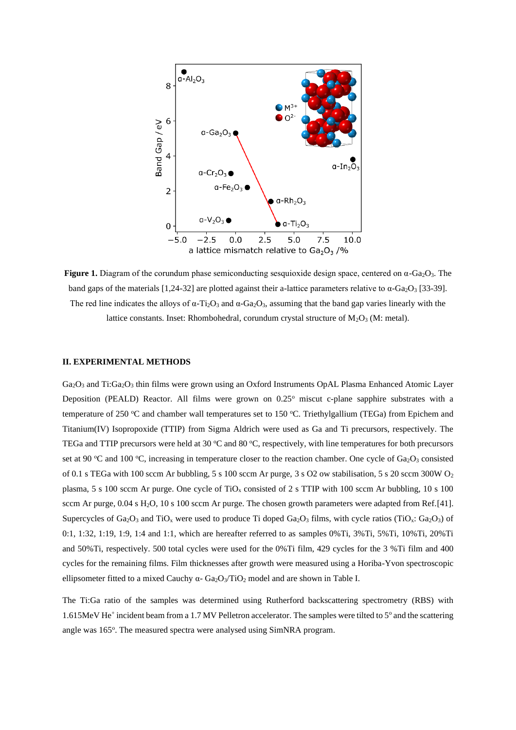**Figure 1.** Diagram of the corundum phase semiconducting sesquioxide design space, centered on α-$Ga_2O_3$. The band gaps of the materials [1,24-32] are plotted against their a-lattice parameters relative to α-$Ga_2O_3$ [33-39]. The red line indicates the alloys of α-$Ti_2O_3$ and α-$Ga_2O_3$, assuming that the band gap varies linearly with the lattice constants. Inset: Rhombohedral, corundum crystal structure of $M_2O_3$ (M: metal).

## II. EXPERIMENTAL METHODS

$Ga_2O_3$ and Ti:$Ga_2O_3$ thin films were grown using an Oxford Instruments OpAL Plasma Enhanced Atomic Layer Deposition (PEALD) Reactor. All films were grown on 0.25° miscut c-plane sapphire substrates with a temperature of 250 °C and chamber wall temperatures set to 150 °C. Triethylgallium (TEGa) from Epichem and Titanium(IV) Isopropoxide (TTIP) from Sigma Aldrich were used as Ga and Ti precursors, respectively. The TEGa and TTIP precursors were held at 30 °C and 80 °C, respectively, with line temperatures for both precursors set at 90 °C and 100 °C, increasing in temperature closer to the reaction chamber. One cycle of $Ga_2O_3$ consisted of 0.1 s TEGa with 100 sccm Ar bubbling, 5 s 100 sccm Ar purge, 3 s O2 ow stabilisation, 5 s 20 sccm 300W $O_2$ plasma, 5 s 100 sccm Ar purge. One cycle of $TiO_x$ consisted of 2 s TTIP with 100 sccm Ar bubbling, 10 s 100 sccm Ar purge, 0.04 s $H_2O$, 10 s 100 sccm Ar purge. The chosen growth parameters were adapted from Ref.[41]. Supercycles of $Ga_2O_3$ and $TiO_x$ were used to produce Ti doped $Ga_2O_3$ films, with cycle ratios ($TiO_x$: $Ga_2O_3$) of 0:1, 1:32, 1:19, 1:9, 1:4 and 1:1, which are hereafter referred to as samples 0%Ti, 3%Ti, 5%Ti, 10%Ti, 20%Ti and 50%Ti, respectively. 500 total cycles were used for the 0%Ti film, 429 cycles for the 3 %Ti film and 400 cycles for the remaining films. Film thicknesses after growth were measured using a Horiba-Yvon spectroscopic ellipsometer fitted to a mixed Cauchy α- $Ga_2O_3$/$TiO_2$ model and are shown in Table I.

The Ti:Ga ratio of the samples was determined using Rutherford backscattering spectrometry (RBS) with 1.615MeV $He^+$ incident beam from a 1.7 MV Pelletron accelerator. The samples were tilted to 5° and the scattering angle was 165°. The measured spectra were analysed using SimNRA program.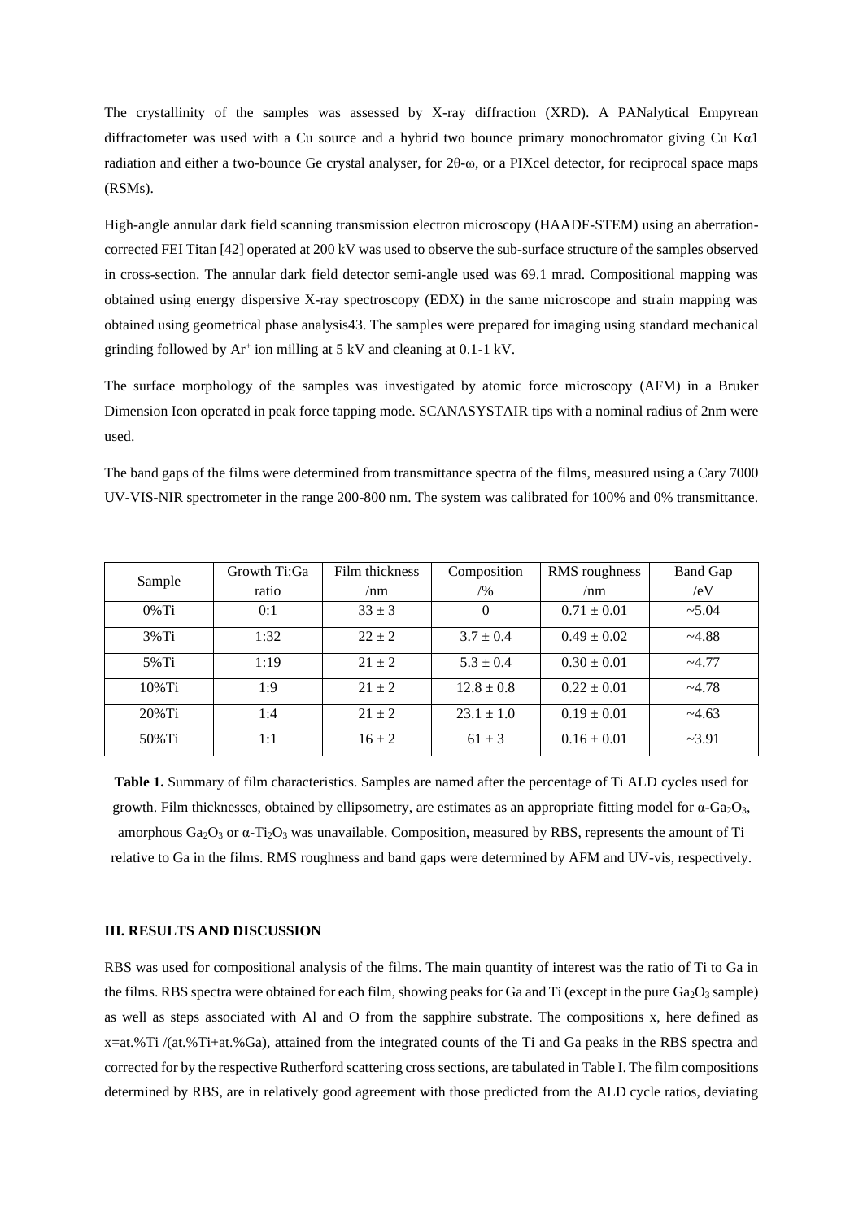The crystallinity of the samples was assessed by X-ray diffraction (XRD). A PANalytical Empyrean diffractometer was used with a Cu source and a hybrid two bounce primary monochromator giving Cu Kα1 radiation and either a two-bounce Ge crystal analyser, for 2θ-ω, or a PIXcel detector, for reciprocal space maps (RSMs).

High-angle annular dark field scanning transmission electron microscopy (HAADF-STEM) using an aberration-corrected FEI Titan [42] operated at 200 kV was used to observe the sub-surface structure of the samples observed in cross-section. The annular dark field detector semi-angle used was 69.1 mrad. Compositional mapping was obtained using energy dispersive X-ray spectroscopy (EDX) in the same microscope and strain mapping was obtained using geometrical phase analysis43. The samples were prepared for imaging using standard mechanical grinding followed by $Ar^+$ ion milling at 5 kV and cleaning at 0.1-1 kV.

The surface morphology of the samples was investigated by atomic force microscopy (AFM) in a Bruker Dimension Icon operated in peak force tapping mode. SCANASYSTAIR tips with a nominal radius of 2nm were used.

The band gaps of the films were determined from transmittance spectra of the films, measured using a Cary 7000 UV-VIS-NIR spectrometer in the range 200-800 nm. The system was calibrated for 100% and 0% transmittance.

| Sample | Growth Ti:Ga ratio | Film thickness /nm | Composition /% | RMS roughness /nm | Band Gap /eV |
|---|---|---|---|---|---|
| 0%Ti | 0:1 | 33 ± 3 | 0 | 0.71 ± 0.01 | ~5.04 |
| 3%Ti | 1:32 | 22 ± 2 | 3.7 ± 0.4 | 0.49 ± 0.02 | ~4.88 |
| 5%Ti | 1:19 | 21 ± 2 | 5.3 ± 0.4 | 0.30 ± 0.01 | ~4.77 |
| 10%Ti | 1:9 | 21 ± 2 | 12.8 ± 0.8 | 0.22 ± 0.01 | ~4.78 |
| 20%Ti | 1:4 | 21 ± 2 | 23.1 ± 1.0 | 0.19 ± 0.01 | ~4.63 |
| 50%Ti | 1:1 | 16 ± 2 | 61 ± 3 | 0.16 ± 0.01 | ~3.91 |

**Table 1.** Summary of film characteristics. Samples are named after the percentage of Ti ALD cycles used for growth. Film thicknesses, obtained by ellipsometry, are estimates as an appropriate fitting model for α-$Ga_2O_3$, amorphous $Ga_2O_3$ or α-$Ti_2O_3$ was unavailable. Composition, measured by RBS, represents the amount of Ti relative to Ga in the films. RMS roughness and band gaps were determined by AFM and UV-vis, respectively.

### III. RESULTS AND DISCUSSION

RBS was used for compositional analysis of the films. The main quantity of interest was the ratio of Ti to Ga in the films. RBS spectra were obtained for each film, showing peaks for Ga and Ti (except in the pure $Ga_2O_3$ sample) as well as steps associated with Al and O from the sapphire substrate. The compositions x, here defined as x=at.%Ti /(at.%Ti+at.%Ga), attained from the integrated counts of the Ti and Ga peaks in the RBS spectra and corrected for by the respective Rutherford scattering cross sections, are tabulated in Table I. The film compositions determined by RBS, are in relatively good agreement with those predicted from the ALD cycle ratios, deviating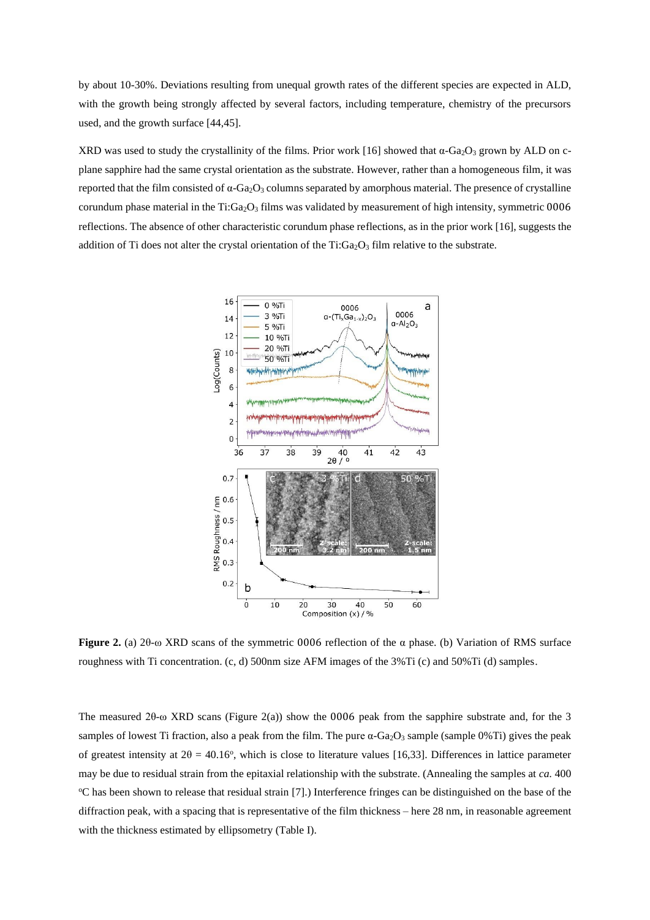by about 10-30%. Deviations resulting from unequal growth rates of the different species are expected in ALD, with the growth being strongly affected by several factors, including temperature, chemistry of the precursors used, and the growth surface [44,45].

XRD was used to study the crystallinity of the films. Prior work [16] showed that $\alpha$-$Ga_2O_3$ grown by ALD on c-plane sapphire had the same crystal orientation as the substrate. However, rather than a homogeneous film, it was reported that the film consisted of $\alpha$-$Ga_2O_3$ columns separated by amorphous material. The presence of crystalline corundum phase material in the Ti:$Ga_2O_3$ films was validated by measurement of high intensity, symmetric 0006 reflections. The absence of other characteristic corundum phase reflections, as in the prior work [16], suggests the addition of Ti does not alter the crystal orientation of the Ti:$Ga_2O_3$ film relative to the substrate.

**Figure 2.** (a) 2θ-ω XRD scans of the symmetric 0006 reflection of the α phase. (b) Variation of RMS surface roughness with Ti concentration. (c, d) 500nm size AFM images of the 3%Ti (c) and 50%Ti (d) samples.

The measured 2θ-ω XRD scans (Figure 2(a)) show the 0006 peak from the sapphire substrate and, for the 3 samples of lowest Ti fraction, also a peak from the film. The pure $\alpha$-$Ga_2O_3$ sample (sample 0%Ti) gives the peak of greatest intensity at $2\theta = 40.16^o$, which is close to literature values [16,33]. Differences in lattice parameter may be due to residual strain from the epitaxial relationship with the substrate. (Annealing the samples at *ca.* 400 $^o$C has been shown to release that residual strain [7].) Interference fringes can be distinguished on the base of the diffraction peak, with a spacing that is representative of the film thickness – here 28 nm, in reasonable agreement with the thickness estimated by ellipsometry (Table I).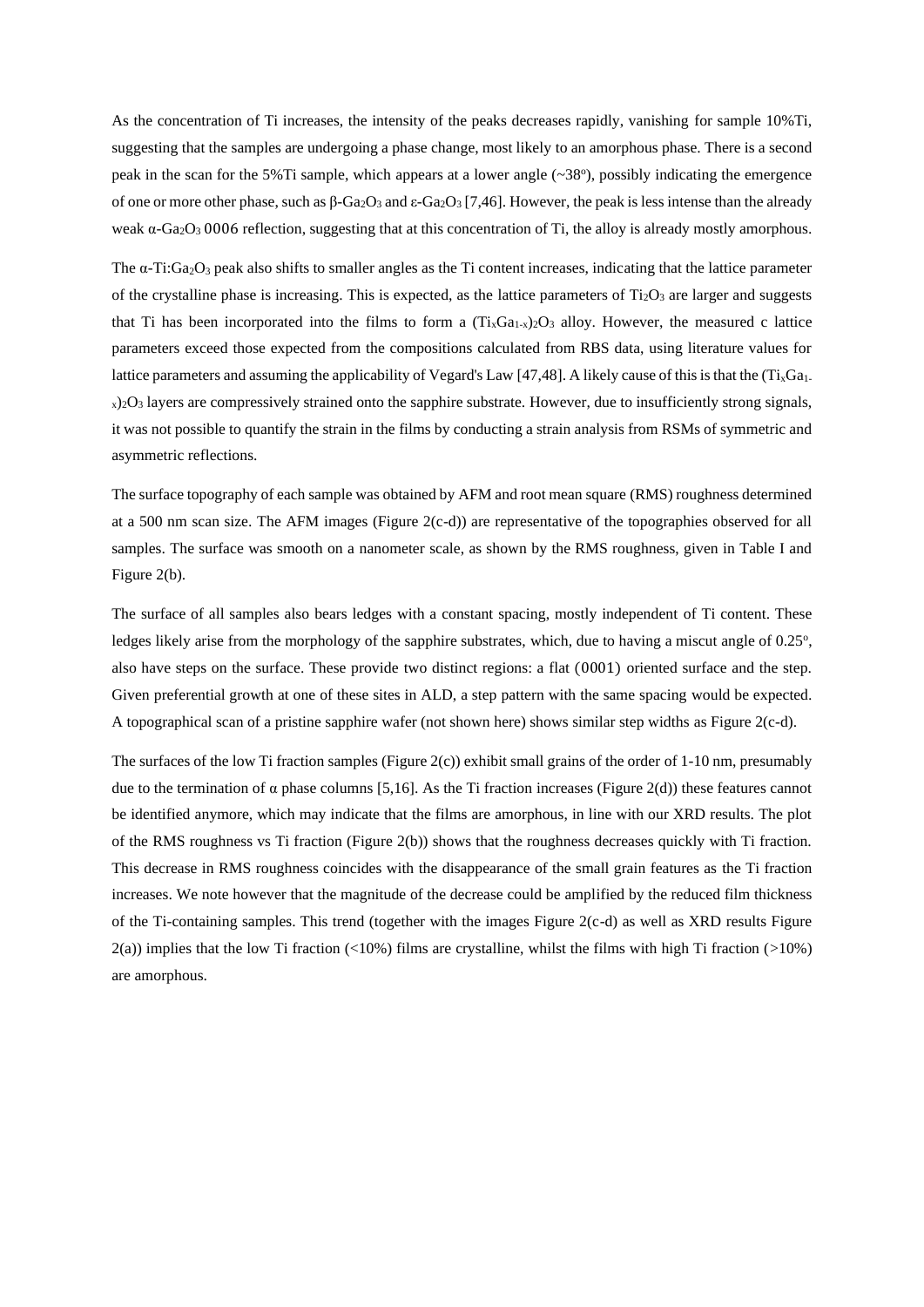As the concentration of Ti increases, the intensity of the peaks decreases rapidly, vanishing for sample 10%Ti, suggesting that the samples are undergoing a phase change, most likely to an amorphous phase. There is a second peak in the scan for the 5%Ti sample, which appears at a lower angle (~38°), possibly indicating the emergence of one or more other phase, such as β-$Ga_2O_3$ and ε-$Ga_2O_3$ [7,46]. However, the peak is less intense than the already weak α-$Ga_2O_3$ 0006 reflection, suggesting that at this concentration of Ti, the alloy is already mostly amorphous.

The α-Ti:$Ga_2O_3$ peak also shifts to smaller angles as the Ti content increases, indicating that the lattice parameter of the crystalline phase is increasing. This is expected, as the lattice parameters of $Ti_2O_3$ are larger and suggests that Ti has been incorporated into the films to form a $(Ti_xGa_{1-x})_2O_3$ alloy. However, the measured c lattice parameters exceed those expected from the compositions calculated from RBS data, using literature values for lattice parameters and assuming the applicability of Vegard's Law [47,48]. A likely cause of this is that the $(Ti_xGa_{1-x})_2O_3$ layers are compressively strained onto the sapphire substrate. However, due to insufficiently strong signals, it was not possible to quantify the strain in the films by conducting a strain analysis from RSMs of symmetric and asymmetric reflections.

The surface topography of each sample was obtained by AFM and root mean square (RMS) roughness determined at a 500 nm scan size. The AFM images (Figure 2(c-d)) are representative of the topographies observed for all samples. The surface was smooth on a nanometer scale, as shown by the RMS roughness, given in Table I and Figure 2(b).

The surface of all samples also bears ledges with a constant spacing, mostly independent of Ti content. These ledges likely arise from the morphology of the sapphire substrates, which, due to having a miscut angle of 0.25°, also have steps on the surface. These provide two distinct regions: a flat (0001) oriented surface and the step. Given preferential growth at one of these sites in ALD, a step pattern with the same spacing would be expected. A topographical scan of a pristine sapphire wafer (not shown here) shows similar step widths as Figure 2(c-d).

The surfaces of the low Ti fraction samples (Figure 2(c)) exhibit small grains of the order of 1-10 nm, presumably due to the termination of α phase columns [5,16]. As the Ti fraction increases (Figure 2(d)) these features cannot be identified anymore, which may indicate that the films are amorphous, in line with our XRD results. The plot of the RMS roughness vs Ti fraction (Figure 2(b)) shows that the roughness decreases quickly with Ti fraction. This decrease in RMS roughness coincides with the disappearance of the small grain features as the Ti fraction increases. We note however that the magnitude of the decrease could be amplified by the reduced film thickness of the Ti-containing samples. This trend (together with the images Figure 2(c-d) as well as XRD results Figure 2(a)) implies that the low Ti fraction (<10%) films are crystalline, whilst the films with high Ti fraction (>10%) are amorphous.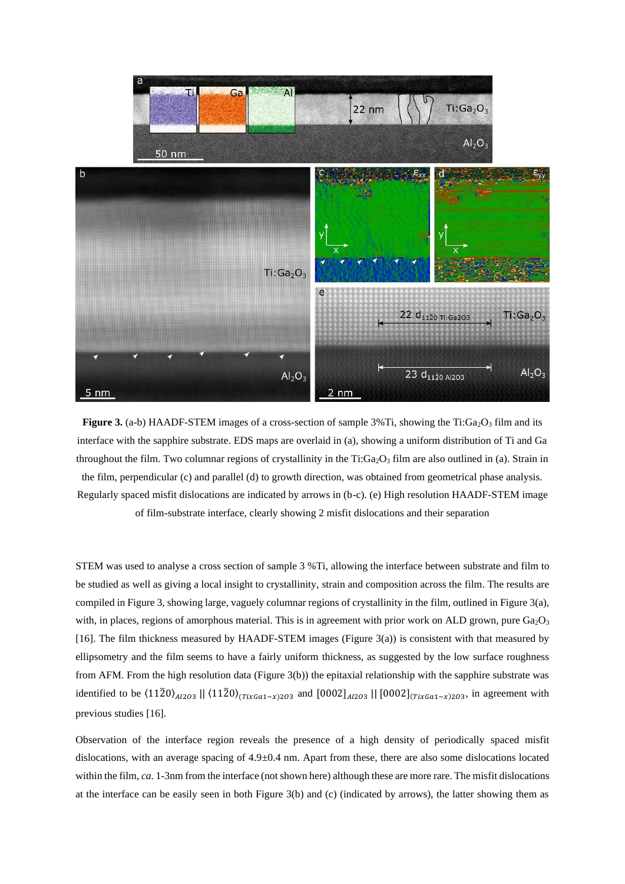**Figure 3.** (a-b) HAADF-STEM images of a cross-section of sample 3%Ti, showing the Ti:$Ga_2O_3$ film and its interface with the sapphire substrate. EDS maps are overlaid in (a), showing a uniform distribution of Ti and Ga throughout the film. Two columnar regions of crystallinity in the Ti:$Ga_2O_3$ film are also outlined in (a). Strain in the film, perpendicular (c) and parallel (d) to growth direction, was obtained from geometrical phase analysis. Regularly spaced misfit dislocations are indicated by arrows in (b-c). (e) High resolution HAADF-STEM image of film-substrate interface, clearly showing 2 misfit dislocations and their separation

STEM was used to analyse a cross section of sample 3 %Ti, allowing the interface between substrate and film to be studied as well as giving a local insight to crystallinity, strain and composition across the film. The results are compiled in Figure 3, showing large, vaguely columnar regions of crystallinity in the film, outlined in Figure 3(a), with, in places, regions of amorphous material. This is in agreement with prior work on ALD grown, pure $Ga_2O_3$ [16]. The film thickness measured by HAADF-STEM images (Figure 3(a)) is consistent with that measured by ellipsometry and the film seems to have a fairly uniform thickness, as suggested by the low surface roughness from AFM. From the high resolution data (Figure 3(b)) the epitaxial relationship with the sapphire substrate was identified to be $\langle 11\bar{2}0\rangle_{Al2O3}$ || $\langle 11\bar{2}0\rangle_{(TixGa1-x)2O3}$ and $[0002]_{Al2O3}$ || $[0002]_{(TixGa1-x)2O3}$, in agreement with previous studies [16].

Observation of the interface region reveals the presence of a high density of periodically spaced misfit dislocations, with an average spacing of 4.9±0.4 nm. Apart from these, there are also some dislocations located within the film, *ca.* 1-3nm from the interface (not shown here) although these are more rare. The misfit dislocations at the interface can be easily seen in both Figure 3(b) and (c) (indicated by arrows), the latter showing them as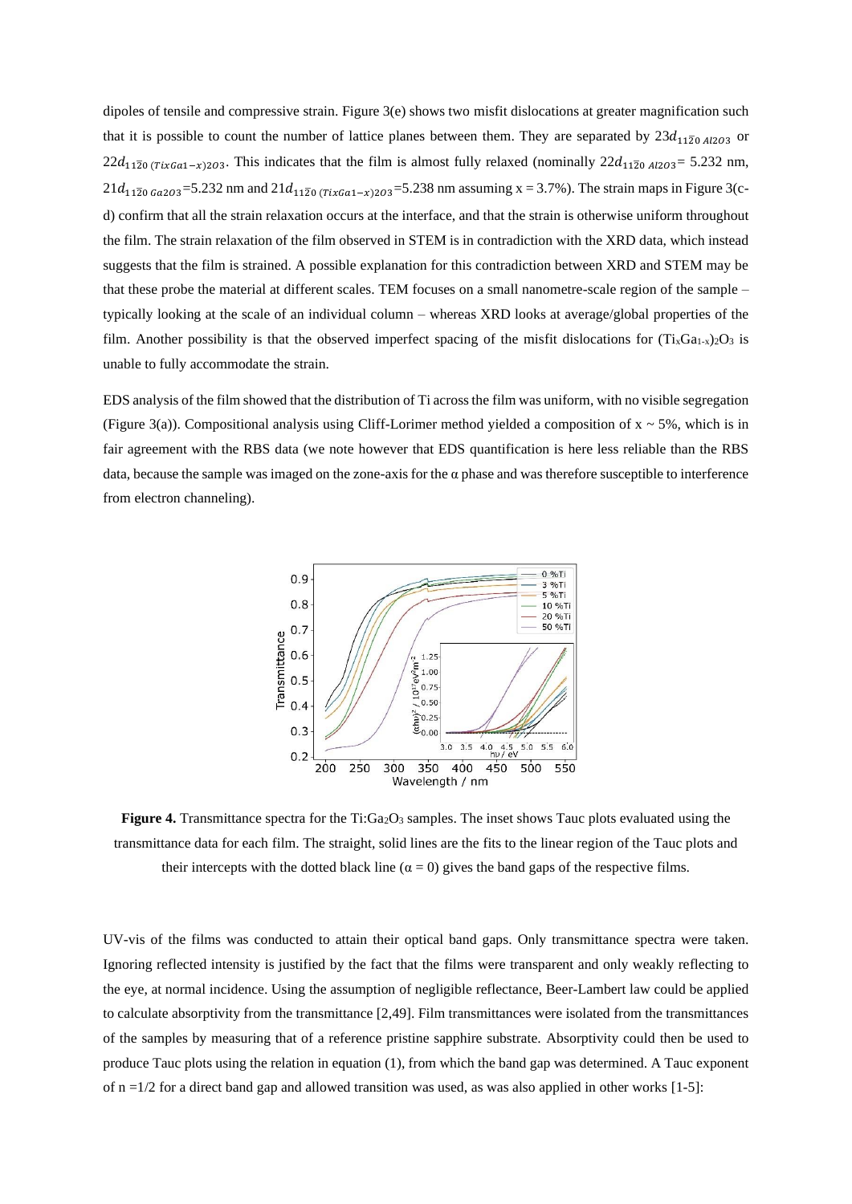dipoles of tensile and compressive strain. Figure 3(e) shows two misfit dislocations at greater magnification such that it is possible to count the number of lattice planes between them. They are separated by $23d_{11\bar{2}0\ Al2O3}$ or $22d_{11\bar{2}0\ (TixGa1-x)2O3}$. This indicates that the film is almost fully relaxed (nominally $22d_{11\bar{2}0\ Al2O3}$= 5.232 nm, $21d_{11\bar{2}0\ Ga2O3}$=5.232 nm and $21d_{11\bar{2}0\ (TixGa1-x)2O3}$=5.238 nm assuming x = 3.7%). The strain maps in Figure 3(c-d) confirm that all the strain relaxation occurs at the interface, and that the strain is otherwise uniform throughout the film. The strain relaxation of the film observed in STEM is in contradiction with the XRD data, which instead suggests that the film is strained. A possible explanation for this contradiction between XRD and STEM may be that these probe the material at different scales. TEM focuses on a small nanometre-scale region of the sample – typically looking at the scale of an individual column – whereas XRD looks at average/global properties of the film. Another possibility is that the observed imperfect spacing of the misfit dislocations for $(Ti_xGa_{1-x})_2O_3$ is unable to fully accommodate the strain.

EDS analysis of the film showed that the distribution of Ti across the film was uniform, with no visible segregation (Figure 3(a)). Compositional analysis using Cliff-Lorimer method yielded a composition of x ~ 5%, which is in fair agreement with the RBS data (we note however that EDS quantification is here less reliable than the RBS data, because the sample was imaged on the zone-axis for the α phase and was therefore susceptible to interference from electron channeling).

**Figure 4.** Transmittance spectra for the Ti:$Ga_2O_3$ samples. The inset shows Tauc plots evaluated using the transmittance data for each film. The straight, solid lines are the fits to the linear region of the Tauc plots and their intercepts with the dotted black line (α = 0) gives the band gaps of the respective films.

UV-vis of the films was conducted to attain their optical band gaps. Only transmittance spectra were taken. Ignoring reflected intensity is justified by the fact that the films were transparent and only weakly reflecting to the eye, at normal incidence. Using the assumption of negligible reflectance, Beer-Lambert law could be applied to calculate absorptivity from the transmittance [2,49]. Film transmittances were isolated from the transmittances of the samples by measuring that of a reference pristine sapphire substrate. Absorptivity could then be used to produce Tauc plots using the relation in equation (1), from which the band gap was determined. A Tauc exponent of n =1/2 for a direct band gap and allowed transition was used, as was also applied in other works [1-5]: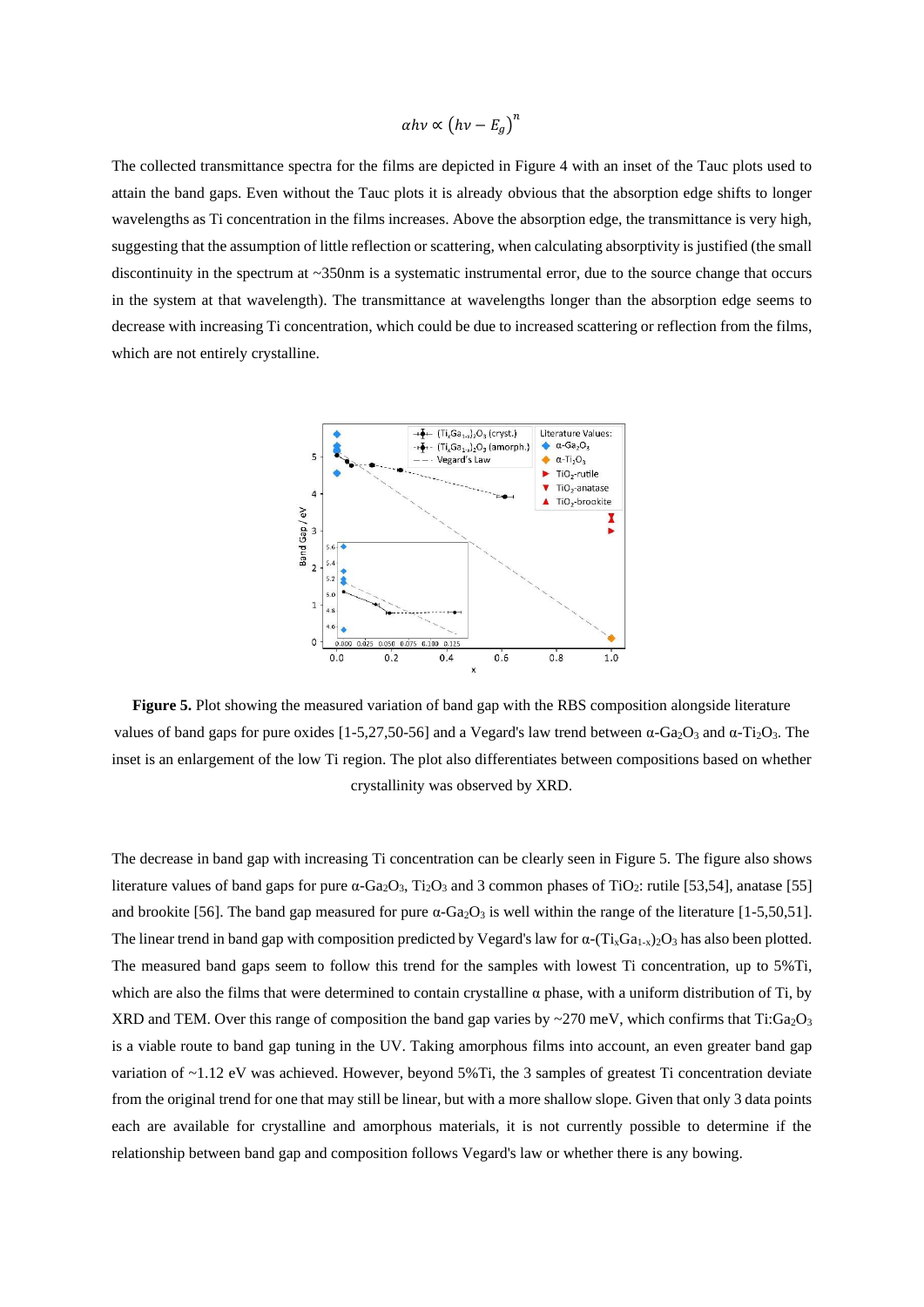$$\alpha h\nu \propto \left(h\nu - E_g\right)^n$$

The collected transmittance spectra for the films are depicted in Figure 4 with an inset of the Tauc plots used to attain the band gaps. Even without the Tauc plots it is already obvious that the absorption edge shifts to longer wavelengths as Ti concentration in the films increases. Above the absorption edge, the transmittance is very high, suggesting that the assumption of little reflection or scattering, when calculating absorptivity is justified (the small discontinuity in the spectrum at ~350nm is a systematic instrumental error, due to the source change that occurs in the system at that wavelength). The transmittance at wavelengths longer than the absorption edge seems to decrease with increasing Ti concentration, which could be due to increased scattering or reflection from the films, which are not entirely crystalline.

**Figure 5.** Plot showing the measured variation of band gap with the RBS composition alongside literature values of band gaps for pure oxides [1-5,27,50-56] and a Vegard's law trend between α-$Ga_2O_3$ and α-$Ti_2O_3$. The inset is an enlargement of the low Ti region. The plot also differentiates between compositions based on whether crystallinity was observed by XRD.

The decrease in band gap with increasing Ti concentration can be clearly seen in Figure 5. The figure also shows literature values of band gaps for pure α-$Ga_2O_3$, $Ti_2O_3$ and 3 common phases of $TiO_2$: rutile [53,54], anatase [55] and brookite [56]. The band gap measured for pure α-$Ga_2O_3$ is well within the range of the literature [1-5,50,51]. The linear trend in band gap with composition predicted by Vegard's law for α-$(Ti_xGa_{1-x})_2O_3$ has also been plotted. The measured band gaps seem to follow this trend for the samples with lowest Ti concentration, up to 5%Ti, which are also the films that were determined to contain crystalline α phase, with a uniform distribution of Ti, by XRD and TEM. Over this range of composition the band gap varies by ~270 meV, which confirms that Ti:$Ga_2O_3$ is a viable route to band gap tuning in the UV. Taking amorphous films into account, an even greater band gap variation of ~1.12 eV was achieved. However, beyond 5%Ti, the 3 samples of greatest Ti concentration deviate from the original trend for one that may still be linear, but with a more shallow slope. Given that only 3 data points each are available for crystalline and amorphous materials, it is not currently possible to determine if the relationship between band gap and composition follows Vegard's law or whether there is any bowing.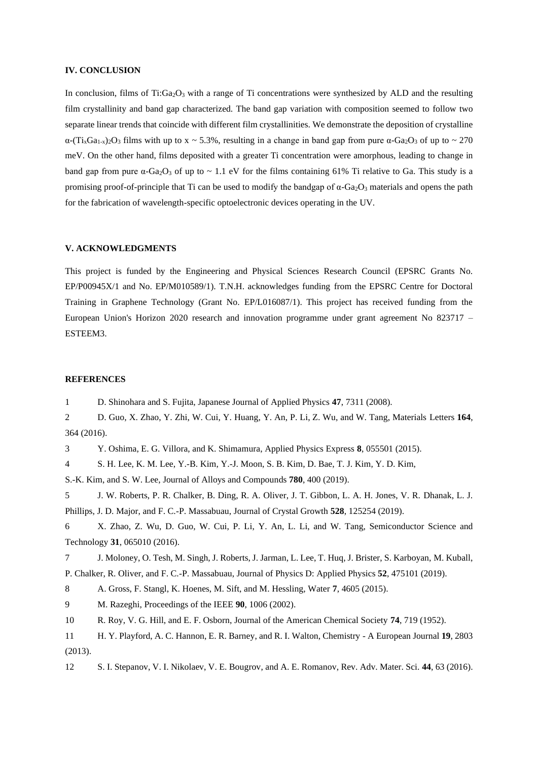## IV. CONCLUSION

In conclusion, films of $Ti:Ga_2O_3$ with a range of Ti concentrations were synthesized by ALD and the resulting film crystallinity and band gap characterized. The band gap variation with composition seemed to follow two separate linear trends that coincide with different film crystallinities. We demonstrate the deposition of crystalline $\alpha$-$(Ti_xGa_{1-x})_2O_3$ films with up to $x \sim 5.3\%$, resulting in a change in band gap from pure $\alpha$-$Ga_2O_3$ of up to ~ 270 meV. On the other hand, films deposited with a greater Ti concentration were amorphous, leading to change in band gap from pure $\alpha$-$Ga_2O_3$ of up to ~ 1.1 eV for the films containing 61% Ti relative to Ga. This study is a promising proof-of-principle that Ti can be used to modify the bandgap of $\alpha$-$Ga_2O_3$ materials and opens the path for the fabrication of wavelength-specific optoelectronic devices operating in the UV.

## V. ACKNOWLEDGMENTS

This project is funded by the Engineering and Physical Sciences Research Council (EPSRC Grants No. EP/P00945X/1 and No. EP/M010589/1). T.N.H. acknowledges funding from the EPSRC Centre for Doctoral Training in Graphene Technology (Grant No. EP/L016087/1). This project has received funding from the European Union's Horizon 2020 research and innovation programme under grant agreement No 823717 – ESTEEM3.

## REFERENCES

1 D. Shinohara and S. Fujita, Japanese Journal of Applied Physics **47**, 7311 (2008).

2 D. Guo, X. Zhao, Y. Zhi, W. Cui, Y. Huang, Y. An, P. Li, Z. Wu, and W. Tang, Materials Letters **164**, 364 (2016).

3 Y. Oshima, E. G. Villora, and K. Shimamura, Applied Physics Express **8**, 055501 (2015).

4 S. H. Lee, K. M. Lee, Y.-B. Kim, Y.-J. Moon, S. B. Kim, D. Bae, T. J. Kim, Y. D. Kim, S.-K. Kim, and S. W. Lee, Journal of Alloys and Compounds **780**, 400 (2019).

5 J. W. Roberts, P. R. Chalker, B. Ding, R. A. Oliver, J. T. Gibbon, L. A. H. Jones, V. R. Dhanak, L. J. Phillips, J. D. Major, and F. C.-P. Massabuau, Journal of Crystal Growth **528**, 125254 (2019).

6 X. Zhao, Z. Wu, D. Guo, W. Cui, P. Li, Y. An, L. Li, and W. Tang, Semiconductor Science and Technology **31**, 065010 (2016).

7 J. Moloney, O. Tesh, M. Singh, J. Roberts, J. Jarman, L. Lee, T. Huq, J. Brister, S. Karboyan, M. Kuball, P. Chalker, R. Oliver, and F. C.-P. Massabuau, Journal of Physics D: Applied Physics **52**, 475101 (2019).

8 A. Gross, F. Stangl, K. Hoenes, M. Sift, and M. Hessling, Water **7**, 4605 (2015).

9 M. Razeghi, Proceedings of the IEEE **90**, 1006 (2002).

10 R. Roy, V. G. Hill, and E. F. Osborn, Journal of the American Chemical Society **74**, 719 (1952).

11 H. Y. Playford, A. C. Hannon, E. R. Barney, and R. I. Walton, Chemistry - A European Journal **19**, 2803 (2013).

12 S. I. Stepanov, V. I. Nikolaev, V. E. Bougrov, and A. E. Romanov, Rev. Adv. Mater. Sci. **44**, 63 (2016).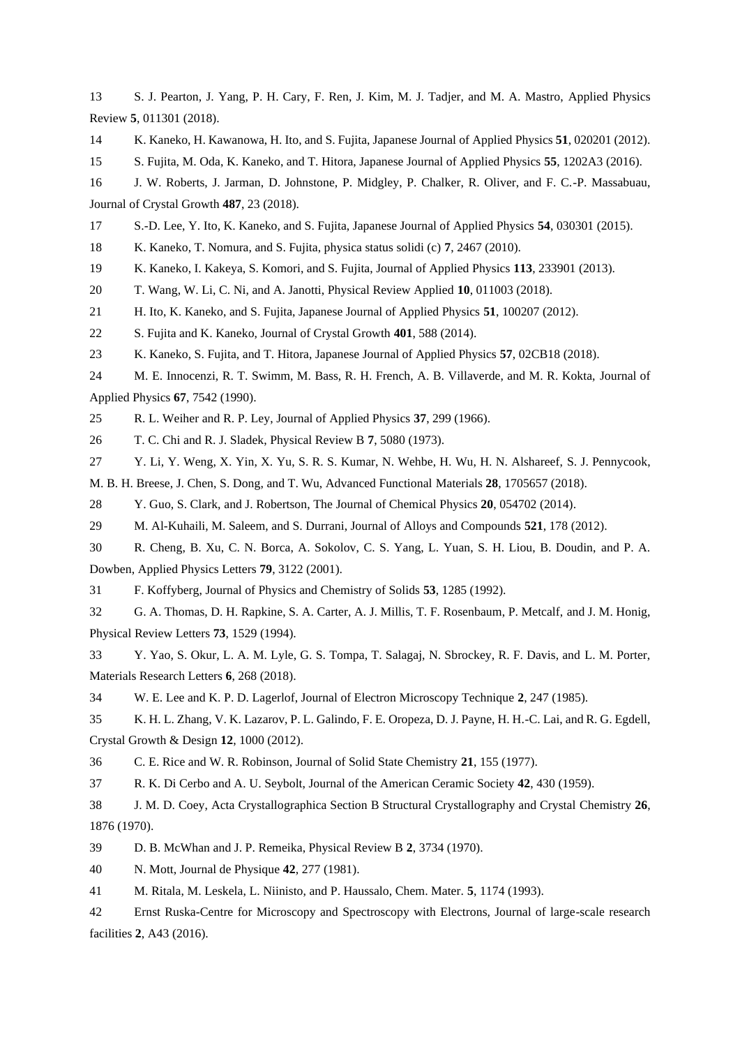13 S. J. Pearton, J. Yang, P. H. Cary, F. Ren, J. Kim, M. J. Tadjer, and M. A. Mastro, Applied Physics Review **5**, 011301 (2018).

14 K. Kaneko, H. Kawanowa, H. Ito, and S. Fujita, Japanese Journal of Applied Physics **51**, 020201 (2012).

15 S. Fujita, M. Oda, K. Kaneko, and T. Hitora, Japanese Journal of Applied Physics **55**, 1202A3 (2016).

16 J. W. Roberts, J. Jarman, D. Johnstone, P. Midgley, P. Chalker, R. Oliver, and F. C.-P. Massabuau, Journal of Crystal Growth **487**, 23 (2018).

17 S.-D. Lee, Y. Ito, K. Kaneko, and S. Fujita, Japanese Journal of Applied Physics **54**, 030301 (2015).

18 K. Kaneko, T. Nomura, and S. Fujita, physica status solidi (c) **7**, 2467 (2010).

19 K. Kaneko, I. Kakeya, S. Komori, and S. Fujita, Journal of Applied Physics **113**, 233901 (2013).

20 T. Wang, W. Li, C. Ni, and A. Janotti, Physical Review Applied **10**, 011003 (2018).

21 H. Ito, K. Kaneko, and S. Fujita, Japanese Journal of Applied Physics **51**, 100207 (2012).

22 S. Fujita and K. Kaneko, Journal of Crystal Growth **401**, 588 (2014).

23 K. Kaneko, S. Fujita, and T. Hitora, Japanese Journal of Applied Physics **57**, 02CB18 (2018).

24 M. E. Innocenzi, R. T. Swimm, M. Bass, R. H. French, A. B. Villaverde, and M. R. Kokta, Journal of Applied Physics **67**, 7542 (1990).

25 R. L. Weiher and R. P. Ley, Journal of Applied Physics **37**, 299 (1966).

26 T. C. Chi and R. J. Sladek, Physical Review B **7**, 5080 (1973).

27 Y. Li, Y. Weng, X. Yin, X. Yu, S. R. S. Kumar, N. Wehbe, H. Wu, H. N. Alshareef, S. J. Pennycook, M. B. H. Breese, J. Chen, S. Dong, and T. Wu, Advanced Functional Materials **28**, 1705657 (2018).

28 Y. Guo, S. Clark, and J. Robertson, The Journal of Chemical Physics **20**, 054702 (2014).

29 M. Al-Kuhaili, M. Saleem, and S. Durrani, Journal of Alloys and Compounds **521**, 178 (2012).

30 R. Cheng, B. Xu, C. N. Borca, A. Sokolov, C. S. Yang, L. Yuan, S. H. Liou, B. Doudin, and P. A. Dowben, Applied Physics Letters **79**, 3122 (2001).

31 F. Koffyberg, Journal of Physics and Chemistry of Solids **53**, 1285 (1992).

32 G. A. Thomas, D. H. Rapkine, S. A. Carter, A. J. Millis, T. F. Rosenbaum, P. Metcalf, and J. M. Honig, Physical Review Letters **73**, 1529 (1994).

33 Y. Yao, S. Okur, L. A. M. Lyle, G. S. Tompa, T. Salagaj, N. Sbrockey, R. F. Davis, and L. M. Porter, Materials Research Letters **6**, 268 (2018).

34 W. E. Lee and K. P. D. Lagerlof, Journal of Electron Microscopy Technique **2**, 247 (1985).

35 K. H. L. Zhang, V. K. Lazarov, P. L. Galindo, F. E. Oropeza, D. J. Payne, H. H.-C. Lai, and R. G. Egdell, Crystal Growth & Design **12**, 1000 (2012).

36 C. E. Rice and W. R. Robinson, Journal of Solid State Chemistry **21**, 155 (1977).

37 R. K. Di Cerbo and A. U. Seybolt, Journal of the American Ceramic Society **42**, 430 (1959).

38 J. M. D. Coey, Acta Crystallographica Section B Structural Crystallography and Crystal Chemistry **26**, 1876 (1970).

39 D. B. McWhan and J. P. Remeika, Physical Review B **2**, 3734 (1970).

40 N. Mott, Journal de Physique **42**, 277 (1981).

41 M. Ritala, M. Leskela, L. Niinisto, and P. Haussalo, Chem. Mater. **5**, 1174 (1993).

42 Ernst Ruska-Centre for Microscopy and Spectroscopy with Electrons, Journal of large-scale research facilities **2**, A43 (2016).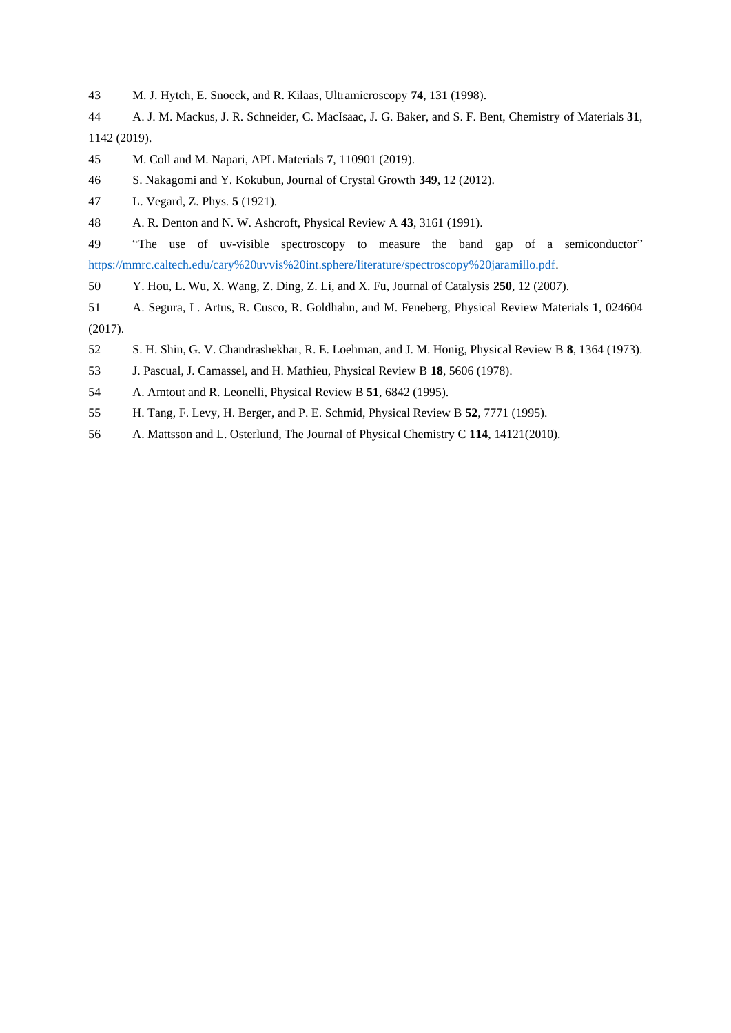43 M. J. Hytch, E. Snoeck, and R. Kilaas, Ultramicroscopy **74**, 131 (1998).

44 A. J. M. Mackus, J. R. Schneider, C. MacIsaac, J. G. Baker, and S. F. Bent, Chemistry of Materials **31**, 1142 (2019).

45 M. Coll and M. Napari, APL Materials **7**, 110901 (2019).

46 S. Nakagomi and Y. Kokubun, Journal of Crystal Growth **349**, 12 (2012).

47 L. Vegard, Z. Phys. **5** (1921).

48 A. R. Denton and N. W. Ashcroft, Physical Review A **43**, 3161 (1991).

49 "The use of uv-visible spectroscopy to measure the band gap of a semiconductor" https://mmrc.caltech.edu/cary%20uvvis%20int.sphere/literature/spectroscopy%20jaramillo.pdf.

50 Y. Hou, L. Wu, X. Wang, Z. Ding, Z. Li, and X. Fu, Journal of Catalysis **250**, 12 (2007).

51 A. Segura, L. Artus, R. Cusco, R. Goldhahn, and M. Feneberg, Physical Review Materials **1**, 024604 (2017).

52 S. H. Shin, G. V. Chandrashekhar, R. E. Loehman, and J. M. Honig, Physical Review B **8**, 1364 (1973).

53 J. Pascual, J. Camassel, and H. Mathieu, Physical Review B **18**, 5606 (1978).

54 A. Amtout and R. Leonelli, Physical Review B **51**, 6842 (1995).

55 H. Tang, F. Levy, H. Berger, and P. E. Schmid, Physical Review B **52**, 7771 (1995).

56 A. Mattsson and L. Osterlund, The Journal of Physical Chemistry C **114**, 14121(2010).